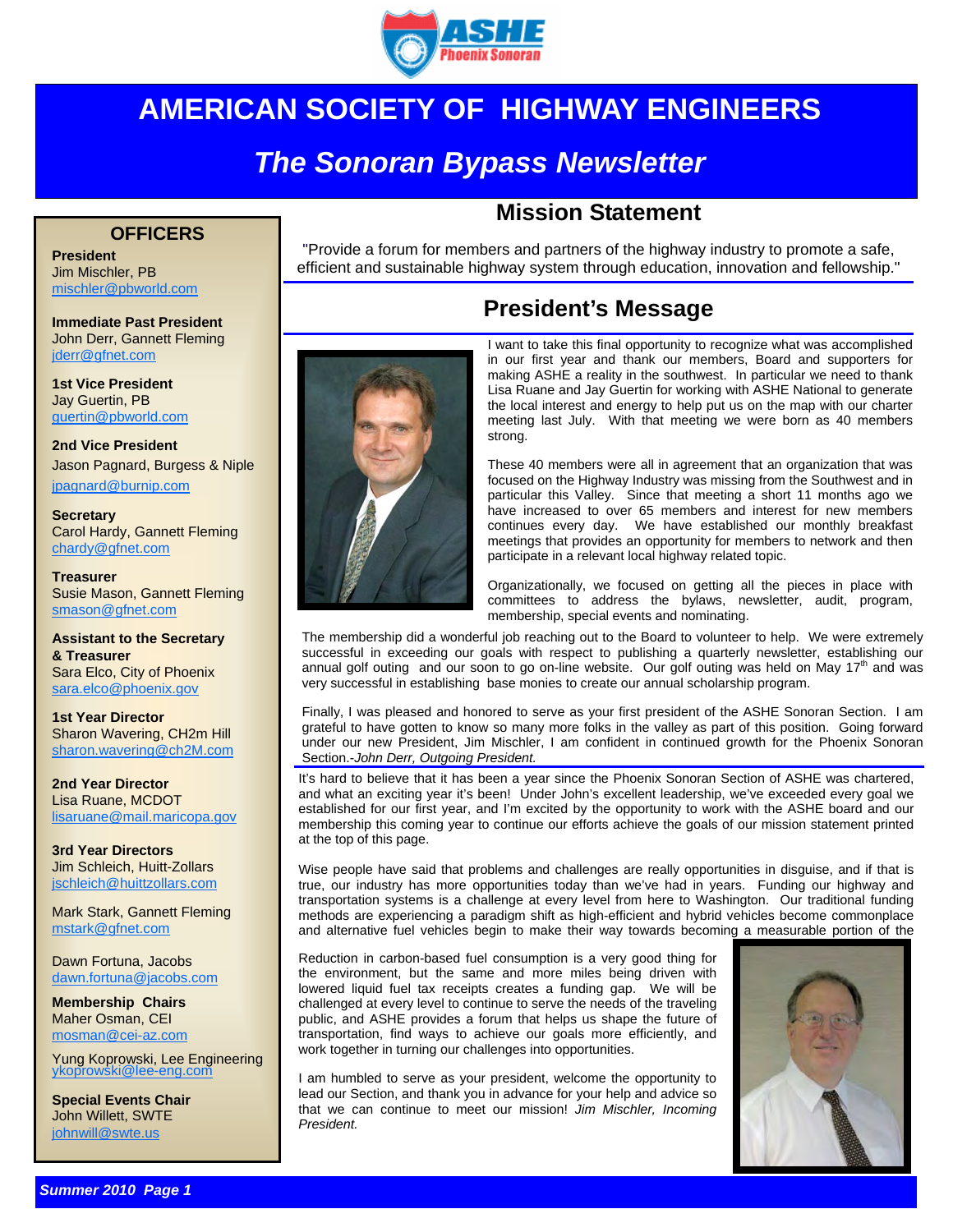ASHE Phoenix Sonoran

# AMERICAN SOCIETY OF HIGHWAY ENGINEERS

## *The Sonoran Bypass Newsletter*

### OFFICERS

**President**
Jim Mischler, PB
mischler@pbworld.com

**Immediate Past President**
John Derr, Gannett Fleming
jderr@gfnet.com

**1st Vice President**
Jay Guertin, PB
guertin@pbworld.com

**2nd Vice President**
Jason Pagnard, Burgess & Niple
jpagnard@burnip.com

**Secretary**
Carol Hardy, Gannett Fleming
chardy@gfnet.com

**Treasurer**
Susie Mason, Gannett Fleming
smason@gfnet.com

**Assistant to the Secretary & Treasurer**
Sara Elco, City of Phoenix
sara.elco@phoenix.gov

**1st Year Director**
Sharon Wavering, CH2m Hill
sharon.wavering@ch2M.com

**2nd Year Director**
Lisa Ruane, MCDOT
lisaruane@mail.maricopa.gov

**3rd Year Directors**
Jim Schleich, Huitt-Zollars
jschleich@huittzollars.com

Mark Stark, Gannett Fleming
mstark@gfnet.com

Dawn Fortuna, Jacobs
dawn.fortuna@jacobs.com

**Membership Chairs**
Maher Osman, CEI
mosman@cei-az.com

Yung Koprowski, Lee Engineering
ykoprowski@lee-eng.com

**Special Events Chair**
John Willett, SWTE
johnwill@swte.us

## Mission Statement

"Provide a forum for members and partners of the highway industry to promote a safe, efficient and sustainable highway system through education, innovation and fellowship."

## President's Message

I want to take this final opportunity to recognize what was accomplished in our first year and thank our members, Board and supporters for making ASHE a reality in the southwest. In particular we need to thank Lisa Ruane and Jay Guertin for working with ASHE National to generate the local interest and energy to help put us on the map with our charter meeting last July. With that meeting we were born as 40 members strong.

These 40 members were all in agreement that an organization that was focused on the Highway Industry was missing from the Southwest and in particular this Valley. Since that meeting a short 11 months ago we have increased to over 65 members and interest for new members continues every day. We have established our monthly breakfast meetings that provides an opportunity for members to network and then participate in a relevant local highway related topic.

Organizationally, we focused on getting all the pieces in place with committees to address the bylaws, newsletter, audit, program, membership, special events and nominating.

The membership did a wonderful job reaching out to the Board to volunteer to help. We were extremely successful in exceeding our goals with respect to publishing a quarterly newsletter, establishing our annual golf outing and our soon to go on-line website. Our golf outing was held on May 17th and was very successful in establishing base monies to create our annual scholarship program.

Finally, I was pleased and honored to serve as your first president of the ASHE Sonoran Section. I am grateful to have gotten to know so many more folks in the valley as part of this position. Going forward under our new President, Jim Mischler, I am confident in continued growth for the Phoenix Sonoran Section.-*John Derr, Outgoing President.*

It's hard to believe that it has been a year since the Phoenix Sonoran Section of ASHE was chartered, and what an exciting year it's been! Under John's excellent leadership, we've exceeded every goal we established for our first year, and I'm excited by the opportunity to work with the ASHE board and our membership this coming year to continue our efforts achieve the goals of our mission statement printed at the top of this page.

Wise people have said that problems and challenges are really opportunities in disguise, and if that is true, our industry has more opportunities today than we've had in years. Funding our highway and transportation systems is a challenge at every level from here to Washington. Our traditional funding methods are experiencing a paradigm shift as high-efficient and hybrid vehicles become commonplace and alternative fuel vehicles begin to make their way towards becoming a measurable portion of the

Reduction in carbon-based fuel consumption is a very good thing for the environment, but the same and more miles being driven with lowered liquid fuel tax receipts creates a funding gap. We will be challenged at every level to continue to serve the needs of the traveling public, and ASHE provides a forum that helps us shape the future of transportation, find ways to achieve our goals more efficiently, and work together in turning our challenges into opportunities.

I am humbled to serve as your president, welcome the opportunity to lead our Section, and thank you in advance for your help and advice so that we can continue to meet our mission! *Jim Mischler, Incoming President.*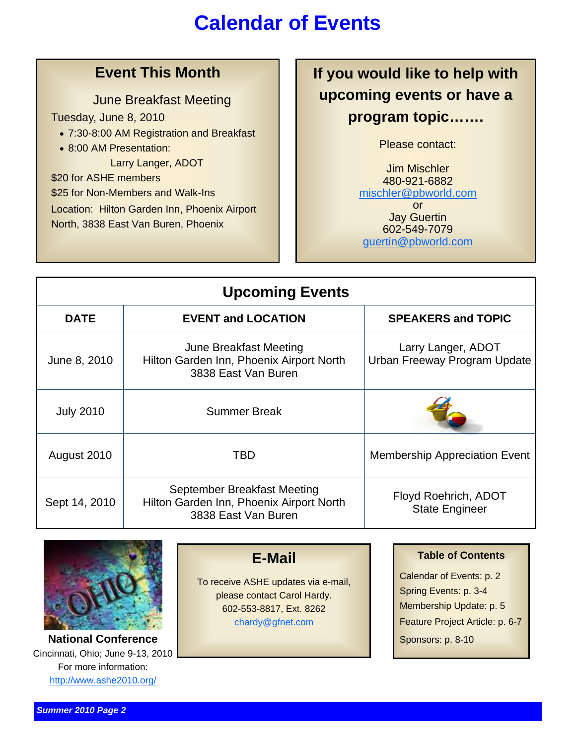# Calendar of Events

## Event This Month

June Breakfast Meeting

Tuesday, June 8, 2010

- 7:30-8:00 AM Registration and Breakfast
- 8:00 AM Presentation:
  Larry Langer, ADOT

$20 for ASHE members

$25 for Non-Members and Walk-Ins

Location: Hilton Garden Inn, Phoenix Airport North, 3838 East Van Buren, Phoenix

## If you would like to help with upcoming events or have a program topic…….

Please contact:

Jim Mischler
480-921-6882
mischler@pbworld.com
or
Jay Guertin
602-549-7079
guertin@pbworld.com

## Upcoming Events

| DATE | EVENT and LOCATION | SPEAKERS and TOPIC |
|---|---|---|
| June 8, 2010 | June Breakfast Meeting<br>Hilton Garden Inn, Phoenix Airport North<br>3838 East Van Buren | Larry Langer, ADOT<br>Urban Freeway Program Update |
| July 2010 | Summer Break | |
| August 2010 | TBD | Membership Appreciation Event |
| Sept 14, 2010 | September Breakfast Meeting<br>Hilton Garden Inn, Phoenix Airport North<br>3838 East Van Buren | Floyd Roehrich, ADOT<br>State Engineer |

**National Conference**

Cincinnati, Ohio; June 9-13, 2010

For more information:

http://www.ashe2010.org/

## E-Mail

To receive ASHE updates via e-mail, please contact Carol Hardy.
602-553-8817, Ext. 8262
chardy@gfnet.com

### Table of Contents

Calendar of Events: p. 2

Spring Events: p. 3-4

Membership Update: p. 5

Feature Project Article: p. 6-7

Sponsors: p. 8-10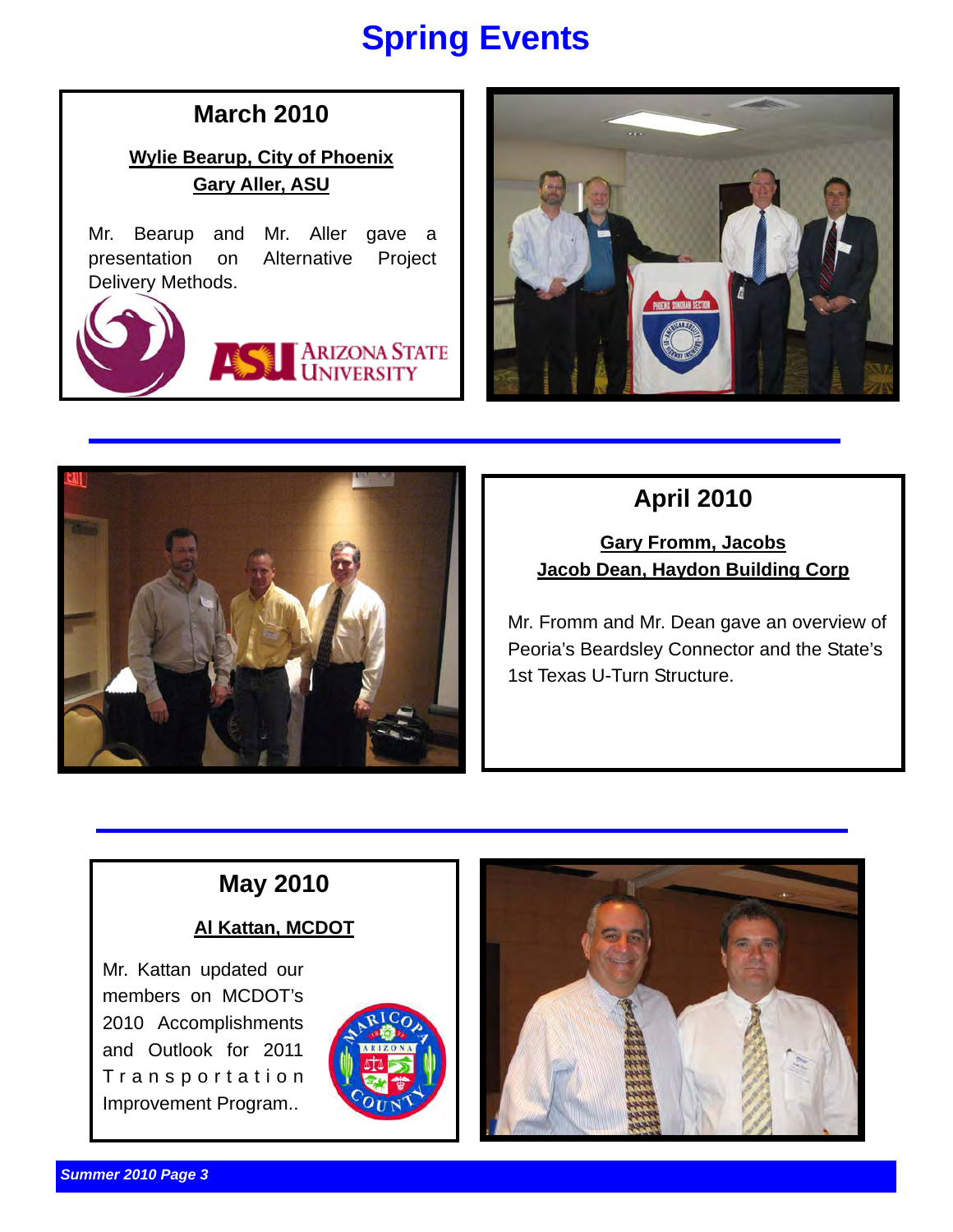# Spring Events

## March 2010

**Wylie Bearup, City of Phoenix**
**Gary Aller, ASU**

Mr. Bearup and Mr. Aller gave a presentation on Alternative Project Delivery Methods.

## April 2010

**Gary Fromm, Jacobs**
**Jacob Dean, Haydon Building Corp**

Mr. Fromm and Mr. Dean gave an overview of Peoria's Beardsley Connector and the State's 1st Texas U-Turn Structure.

## May 2010

**Al Kattan, MCDOT**

Mr. Kattan updated our members on MCDOT's 2010 Accomplishments and Outlook for 2011 Transportation Improvement Program..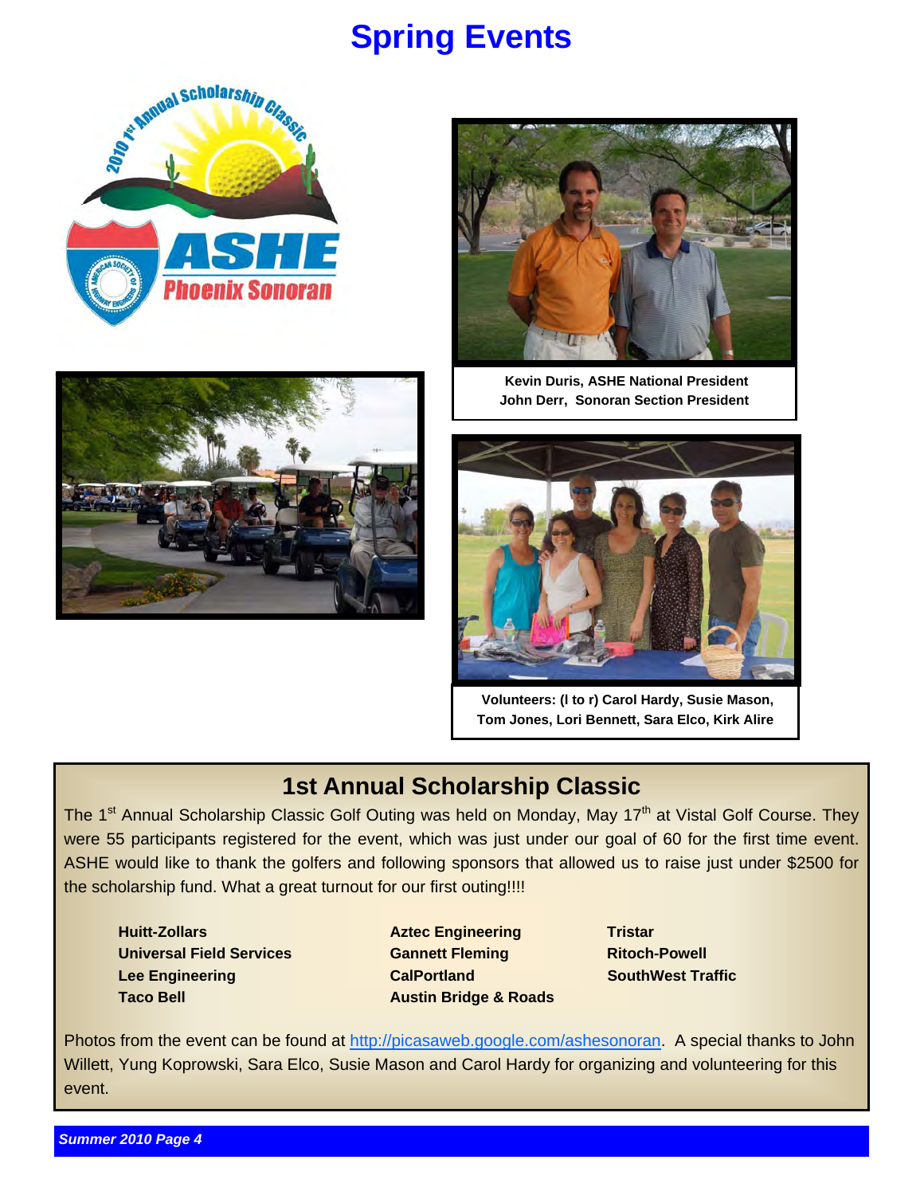# Spring Events

Kevin Duris, ASHE National President
John Derr, Sonoran Section President

Volunteers: (l to r) Carol Hardy, Susie Mason, Tom Jones, Lori Bennett, Sara Elco, Kirk Alire

## 1st Annual Scholarship Classic

The 1st Annual Scholarship Classic Golf Outing was held on Monday, May 17th at Vistal Golf Course. They were 55 participants registered for the event, which was just under our goal of 60 for the first time event. ASHE would like to thank the golfers and following sponsors that allowed us to raise just under $2500 for the scholarship fund. What a great turnout for our first outing!!!!

**Huitt-Zollars**
**Universal Field Services**
**Lee Engineering**
**Taco Bell**
**Aztec Engineering**
**Gannett Fleming**
**CalPortland**
**Austin Bridge & Roads**
**Tristar**
**Ritoch-Powell**
**SouthWest Traffic**

Photos from the event can be found at http://picasaweb.google.com/ashesonoran. A special thanks to John Willett, Yung Koprowski, Sara Elco, Susie Mason and Carol Hardy for organizing and volunteering for this event.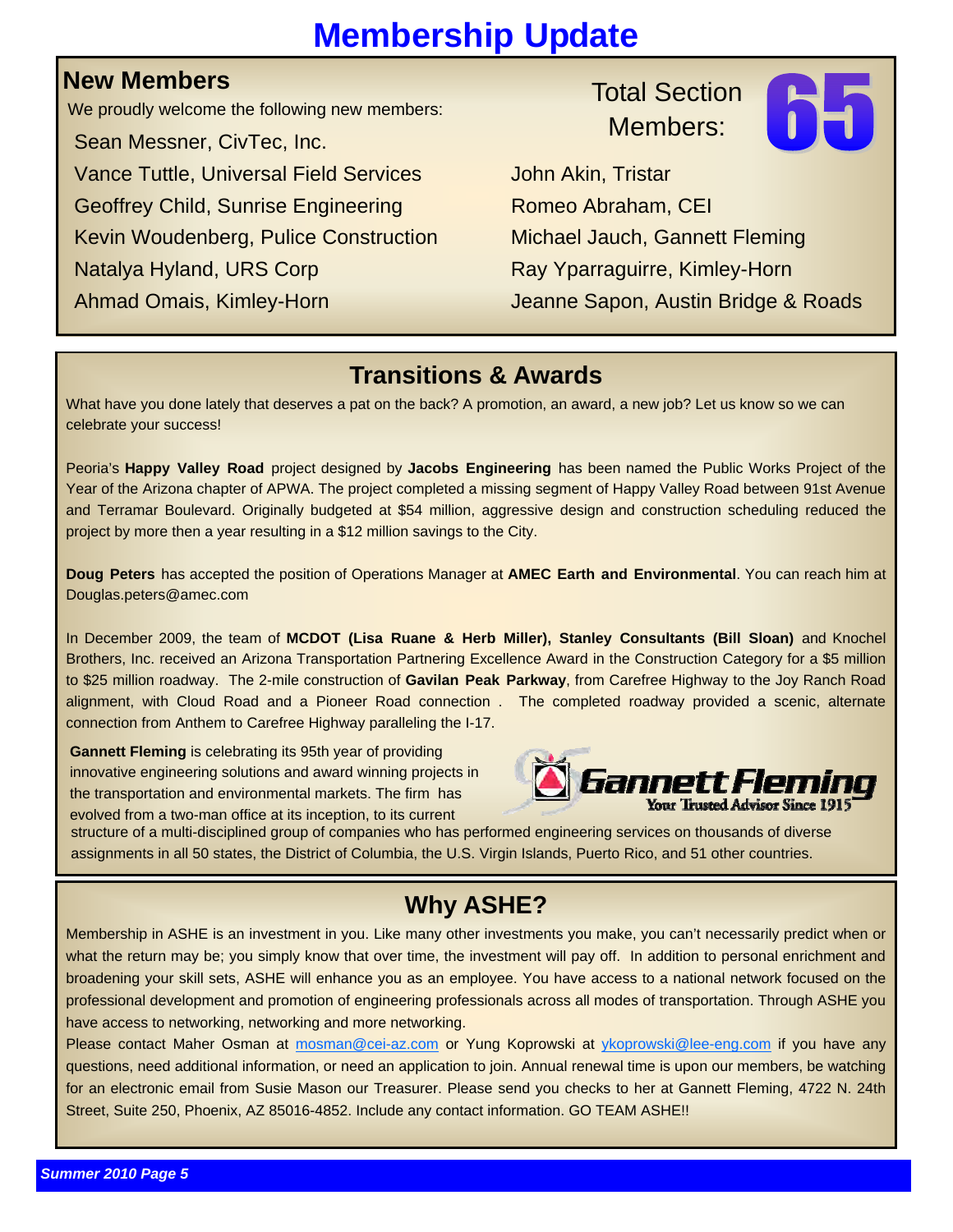# Membership Update

## New Members

We proudly welcome the following new members:

Total Section Members: 65

- Sean Messner, CivTec, Inc.
- Vance Tuttle, Universal Field Services
- Geoffrey Child, Sunrise Engineering
- Kevin Woudenberg, Pulice Construction
- Natalya Hyland, URS Corp
- Ahmad Omais, Kimley-Horn
- John Akin, Tristar
- Romeo Abraham, CEI
- Michael Jauch, Gannett Fleming
- Ray Yparraguirre, Kimley-Horn
- Jeanne Sapon, Austin Bridge & Roads

## Transitions & Awards

What have you done lately that deserves a pat on the back? A promotion, an award, a new job? Let us know so we can celebrate your success!

Peoria's **Happy Valley Road** project designed by **Jacobs Engineering** has been named the Public Works Project of the Year of the Arizona chapter of APWA. The project completed a missing segment of Happy Valley Road between 91st Avenue and Terramar Boulevard. Originally budgeted at $54 million, aggressive design and construction scheduling reduced the project by more then a year resulting in a $12 million savings to the City.

**Doug Peters** has accepted the position of Operations Manager at **AMEC Earth and Environmental**. You can reach him at Douglas.peters@amec.com

In December 2009, the team of **MCDOT (Lisa Ruane & Herb Miller), Stanley Consultants (Bill Sloan)** and Knochel Brothers, Inc. received an Arizona Transportation Partnering Excellence Award in the Construction Category for a $5 million to $25 million roadway. The 2-mile construction of **Gavilan Peak Parkway**, from Carefree Highway to the Joy Ranch Road alignment, with Cloud Road and a Pioneer Road connection . The completed roadway provided a scenic, alternate connection from Anthem to Carefree Highway paralleling the I-17.

**Gannett Fleming** is celebrating its 95th year of providing innovative engineering solutions and award winning projects in the transportation and environmental markets. The firm has evolved from a two-man office at its inception, to its current structure of a multi-disciplined group of companies who has performed engineering services on thousands of diverse assignments in all 50 states, the District of Columbia, the U.S. Virgin Islands, Puerto Rico, and 51 other countries.

Gannett Fleming — Your Trusted Advisor Since 1915

## Why ASHE?

Membership in ASHE is an investment in you. Like many other investments you make, you can't necessarily predict when or what the return may be; you simply know that over time, the investment will pay off. In addition to personal enrichment and broadening your skill sets, ASHE will enhance you as an employee. You have access to a national network focused on the professional development and promotion of engineering professionals across all modes of transportation. Through ASHE you have access to networking, networking and more networking.

Please contact Maher Osman at mosman@cei-az.com or Yung Koprowski at ykoprowski@lee-eng.com if you have any questions, need additional information, or need an application to join. Annual renewal time is upon our members, be watching for an electronic email from Susie Mason our Treasurer. Please send you checks to her at Gannett Fleming, 4722 N. 24th Street, Suite 250, Phoenix, AZ 85016-4852. Include any contact information. GO TEAM ASHE!!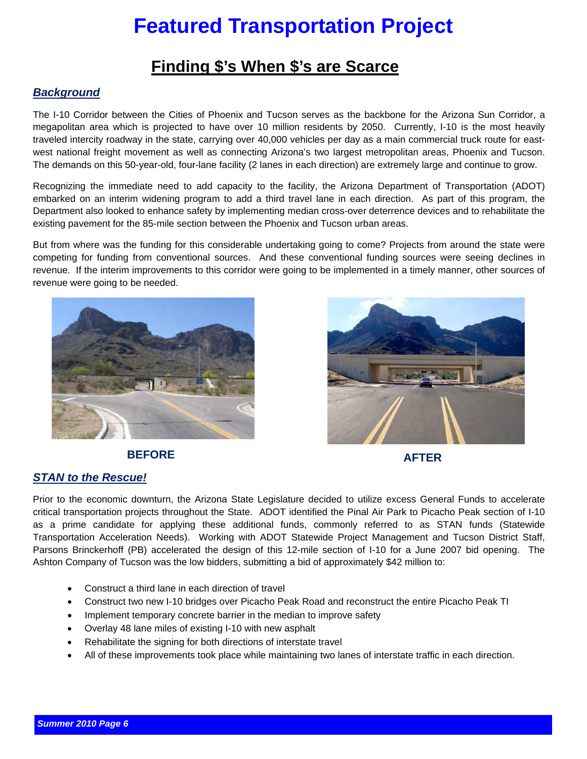# Featured Transportation Project

## Finding $’s When $’s are Scarce

### *Background*

The I-10 Corridor between the Cities of Phoenix and Tucson serves as the backbone for the Arizona Sun Corridor, a megapolitan area which is projected to have over 10 million residents by 2050. Currently, I-10 is the most heavily traveled intercity roadway in the state, carrying over 40,000 vehicles per day as a main commercial truck route for east-west national freight movement as well as connecting Arizona’s two largest metropolitan areas, Phoenix and Tucson. The demands on this 50-year-old, four-lane facility (2 lanes in each direction) are extremely large and continue to grow.

Recognizing the immediate need to add capacity to the facility, the Arizona Department of Transportation (ADOT) embarked on an interim widening program to add a third travel lane in each direction. As part of this program, the Department also looked to enhance safety by implementing median cross-over deterrence devices and to rehabilitate the existing pavement for the 85-mile section between the Phoenix and Tucson urban areas.

But from where was the funding for this considerable undertaking going to come? Projects from around the state were competing for funding from conventional sources. And these conventional funding sources were seeing declines in revenue. If the interim improvements to this corridor were going to be implemented in a timely manner, other sources of revenue were going to be needed.

**BEFORE**

**AFTER**

### *STAN to the Rescue!*

Prior to the economic downturn, the Arizona State Legislature decided to utilize excess General Funds to accelerate critical transportation projects throughout the State. ADOT identified the Pinal Air Park to Picacho Peak section of I-10 as a prime candidate for applying these additional funds, commonly referred to as STAN funds (Statewide Transportation Acceleration Needs). Working with ADOT Statewide Project Management and Tucson District Staff, Parsons Brinckerhoff (PB) accelerated the design of this 12-mile section of I-10 for a June 2007 bid opening. The Ashton Company of Tucson was the low bidders, submitting a bid of approximately $42 million to:

- Construct a third lane in each direction of travel
- Construct two new I-10 bridges over Picacho Peak Road and reconstruct the entire Picacho Peak TI
- Implement temporary concrete barrier in the median to improve safety
- Overlay 48 lane miles of existing I-10 with new asphalt
- Rehabilitate the signing for both directions of interstate travel
- All of these improvements took place while maintaining two lanes of interstate traffic in each direction.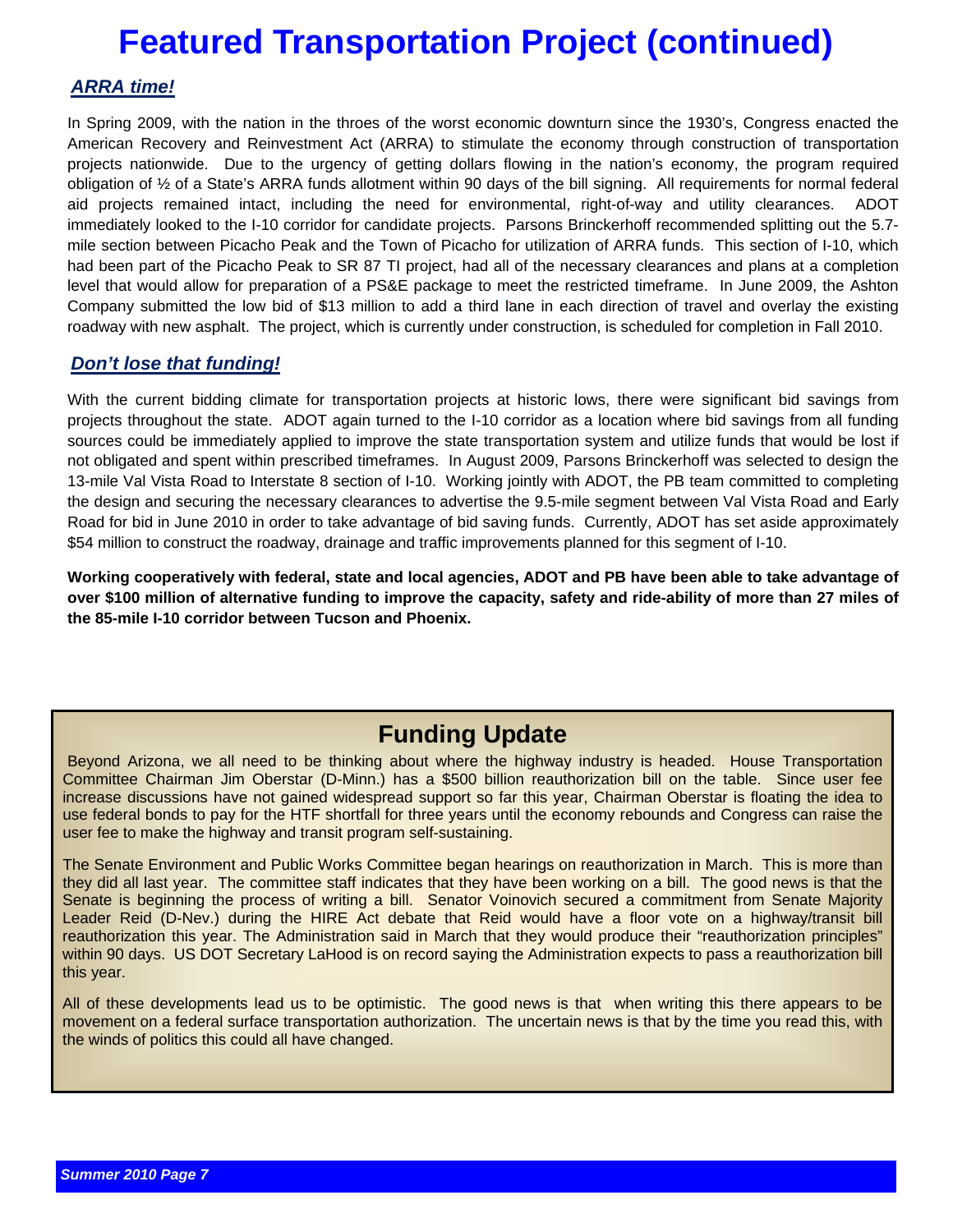# Featured Transportation Project (continued)

### *ARRA time!*

In Spring 2009, with the nation in the throes of the worst economic downturn since the 1930's, Congress enacted the American Recovery and Reinvestment Act (ARRA) to stimulate the economy through construction of transportation projects nationwide. Due to the urgency of getting dollars flowing in the nation's economy, the program required obligation of ½ of a State's ARRA funds allotment within 90 days of the bill signing. All requirements for normal federal aid projects remained intact, including the need for environmental, right-of-way and utility clearances. ADOT immediately looked to the I-10 corridor for candidate projects. Parsons Brinckerhoff recommended splitting out the 5.7-mile section between Picacho Peak and the Town of Picacho for utilization of ARRA funds. This section of I-10, which had been part of the Picacho Peak to SR 87 TI project, had all of the necessary clearances and plans at a completion level that would allow for preparation of a PS&E package to meet the restricted timeframe. In June 2009, the Ashton Company submitted the low bid of $13 million to add a third lane in each direction of travel and overlay the existing roadway with new asphalt. The project, which is currently under construction, is scheduled for completion in Fall 2010.

### *Don't lose that funding!*

With the current bidding climate for transportation projects at historic lows, there were significant bid savings from projects throughout the state. ADOT again turned to the I-10 corridor as a location where bid savings from all funding sources could be immediately applied to improve the state transportation system and utilize funds that would be lost if not obligated and spent within prescribed timeframes. In August 2009, Parsons Brinckerhoff was selected to design the 13-mile Val Vista Road to Interstate 8 section of I-10. Working jointly with ADOT, the PB team committed to completing the design and securing the necessary clearances to advertise the 9.5-mile segment between Val Vista Road and Early Road for bid in June 2010 in order to take advantage of bid saving funds. Currently, ADOT has set aside approximately $54 million to construct the roadway, drainage and traffic improvements planned for this segment of I-10.

**Working cooperatively with federal, state and local agencies, ADOT and PB have been able to take advantage of over $100 million of alternative funding to improve the capacity, safety and ride-ability of more than 27 miles of the 85-mile I-10 corridor between Tucson and Phoenix.**

## Funding Update

Beyond Arizona, we all need to be thinking about where the highway industry is headed. House Transportation Committee Chairman Jim Oberstar (D-Minn.) has a $500 billion reauthorization bill on the table. Since user fee increase discussions have not gained widespread support so far this year, Chairman Oberstar is floating the idea to use federal bonds to pay for the HTF shortfall for three years until the economy rebounds and Congress can raise the user fee to make the highway and transit program self-sustaining.

The Senate Environment and Public Works Committee began hearings on reauthorization in March. This is more than they did all last year. The committee staff indicates that they have been working on a bill. The good news is that the Senate is beginning the process of writing a bill. Senator Voinovich secured a commitment from Senate Majority Leader Reid (D-Nev.) during the HIRE Act debate that Reid would have a floor vote on a highway/transit bill reauthorization this year. The Administration said in March that they would produce their "reauthorization principles" within 90 days. US DOT Secretary LaHood is on record saying the Administration expects to pass a reauthorization bill this year.

All of these developments lead us to be optimistic. The good news is that when writing this there appears to be movement on a federal surface transportation authorization. The uncertain news is that by the time you read this, with the winds of politics this could all have changed.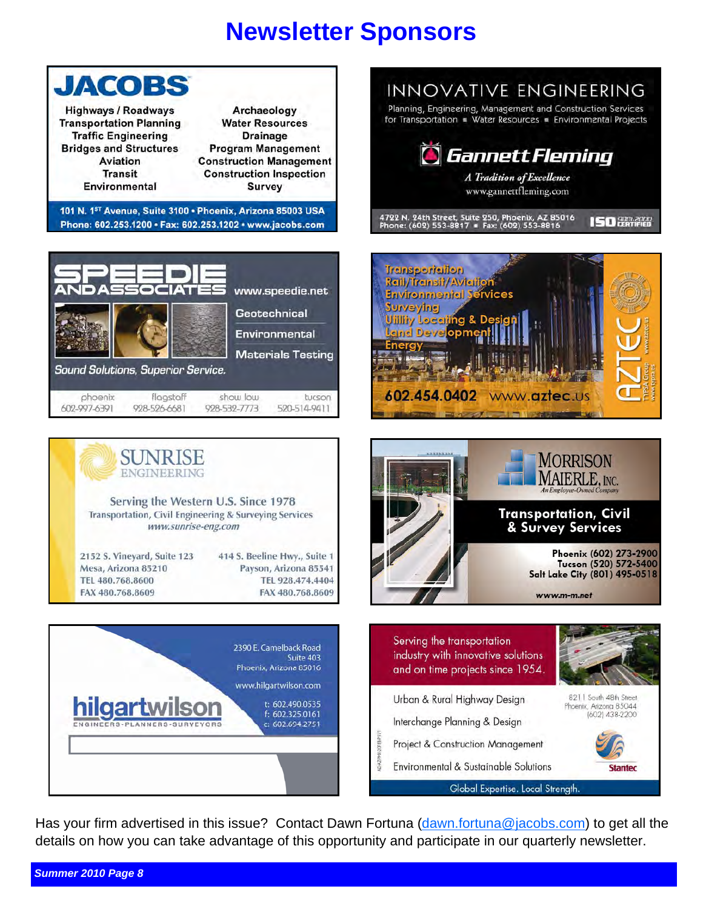# Newsletter Sponsors

**JACOBS**

Highways / Roadways
Transportation Planning
Traffic Engineering
Bridges and Structures
Aviation
Transit
Environmental

Archaeology
Water Resources
Drainage
Program Management
Construction Management
Construction Inspection
Survey

101 N. 1ST Avenue, Suite 3100 • Phoenix, Arizona 85003 USA
Phone: 602.253.1200 • Fax: 602.253.1202 • www.jacobs.com

---

**INNOVATIVE ENGINEERING**

Planning, Engineering, Management and Construction Services for Transportation ▪ Water Resources ▪ Environmental Projects

**Gannett Fleming**

*A Tradition of Excellence*

www.gannettfleming.com

4722 N. 24th Street, Suite 250, Phoenix, AZ 85016
Phone: (602) 553-8817 ▪ Fax: (602) 553-8816

ISO 9001:2000 CERTIFIED

---

**SPEEDIE AND ASSOCIATES**

www.speedie.net

Geotechnical
Environmental
Materials Testing

*Sound Solutions, Superior Service.*

phoenix 602-997-6391
flagstaff 928-526-6681
show low 928-532-7773
tucson 520-514-9411

---

**AZTEC**

Transportation
Rail/Transit/Aviation
Environmental Services
Surveying
Utility Locating & Design
Land Development
Energy

602.454.0402 www.aztec.us

TYPSA Group www.typsa.es www.aztec.us

---

**SUNRISE ENGINEERING**

Serving the Western U.S. Since 1978
Transportation, Civil Engineering & Surveying Services
*www.sunrise-eng.com*

2152 S. Vineyard, Suite 123
Mesa, Arizona 85210
TEL 480.768.8600
FAX 480.768.8609

414 S. Beeline Hwy., Suite 1
Payson, Arizona 85541
TEL 928.474.4404
FAX 480.768.8609

---

**MORRISON MAIERLE, INC.**
*An Employee-Owned Company*

**Transportation, Civil & Survey Services**

Phoenix (602) 273-2900
Tucson (520) 572-5400
Salt Lake City (801) 495-0518

www.m-m.net

---

**hilgartwilson**
ENGINEERS-PLANNERS-SURVEYORS

2390 E. Camelback Road
Suite 403
Phoenix, Arizona 85016

www.hilgartwilson.com

t: 602.490.0535
f: 602.325.0161
c: 602.694.2751

---

**Stantec**

Serving the transportation industry with innovative solutions and on time projects since 1954.

Urban & Rural Highway Design
Interchange Planning & Design
Project & Construction Management
Environmental & Sustainable Solutions

8211 South 48th Street
Phoenix, Arizona 85044
(602) 438-2200

Global Expertise. Local Strength.

---

Has your firm advertised in this issue? Contact Dawn Fortuna (dawn.fortuna@jacobs.com) to get all the details on how you can take advantage of this opportunity and participate in our quarterly newsletter.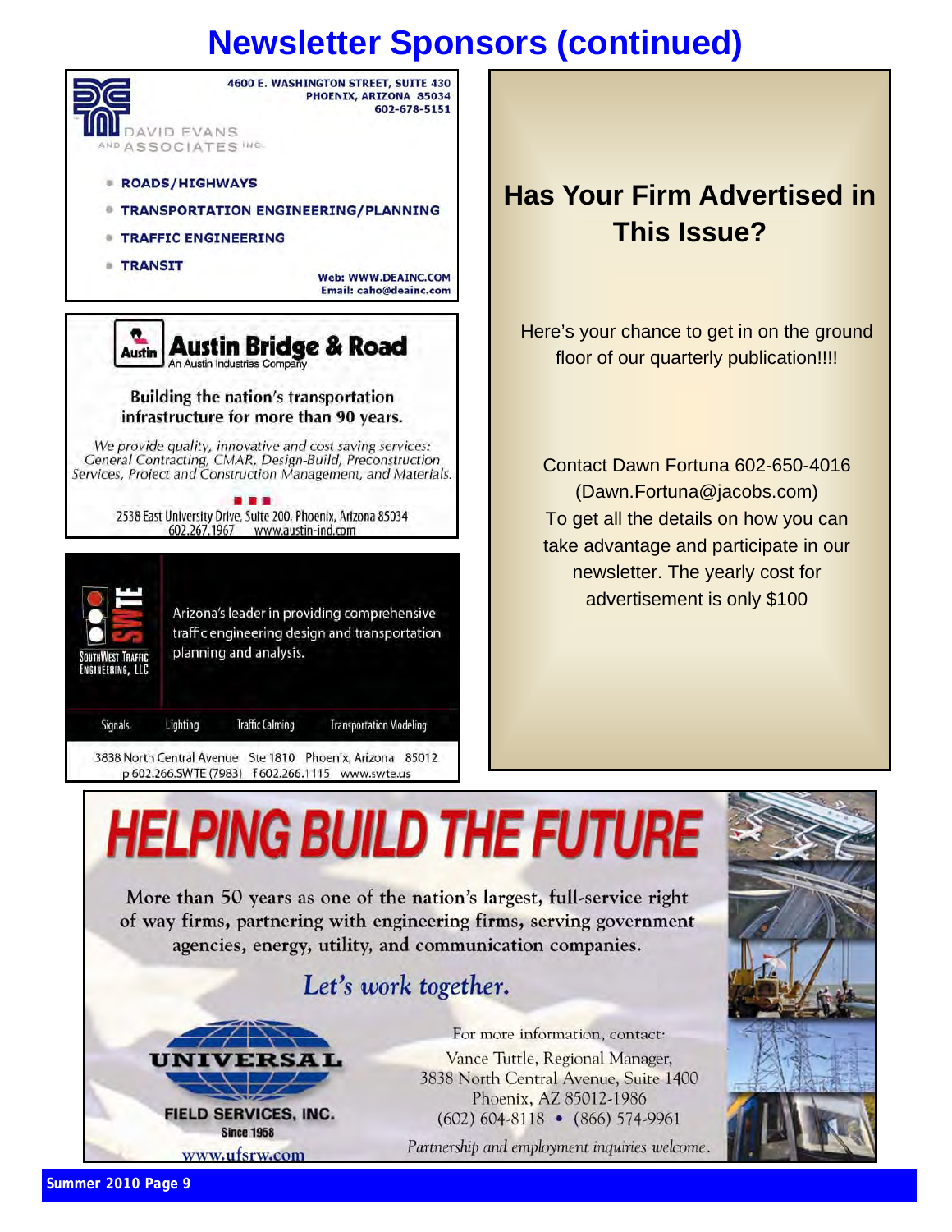# Newsletter Sponsors (continued)

4600 E. WASHINGTON STREET, SUITE 430
PHOENIX, ARIZONA 85034
602-678-5151

DAVID EVANS AND ASSOCIATES INC.

- ROADS/HIGHWAYS
- TRANSPORTATION ENGINEERING/PLANNING
- TRAFFIC ENGINEERING
- TRANSIT

Web: WWW.DEAINC.COM
Email: caho@deainc.com

**Austin Bridge & Road**
An Austin Industries Company

**Building the nation's transportation infrastructure for more than 90 years.**

*We provide quality, innovative and cost saving services: General Contracting, CMAR, Design-Build, Preconstruction Services, Project and Construction Management, and Materials.*

2538 East University Drive, Suite 200, Phoenix, Arizona 85034
602.267.1967 www.austin-ind.com

SWTE
SouthWest Traffic Engineering, LLC

Arizona's leader in providing comprehensive traffic engineering design and transportation planning and analysis.

Signals | Lighting | Traffic Calming | Transportation Modeling

3838 North Central Avenue Ste 1810 Phoenix, Arizona 85012
p 602.266.SWTE (7983) f 602.266.1115 www.swte.us

## Has Your Firm Advertised in This Issue?

Here's your chance to get in on the ground floor of our quarterly publication!!!!

Contact Dawn Fortuna 602-650-4016 (Dawn.Fortuna@jacobs.com)
To get all the details on how you can take advantage and participate in our newsletter. The yearly cost for advertisement is only $100

# HELPING BUILD THE FUTURE

More than 50 years as one of the nation's largest, full-service right of way firms, partnering with engineering firms, serving government agencies, energy, utility, and communication companies.

*Let's work together.*

UNIVERSAL
FIELD SERVICES, INC.
Since 1958
www.ufsrw.com

For more information, contact:
Vance Tuttle, Regional Manager,
3838 North Central Avenue, Suite 1400
Phoenix, AZ 85012-1986
(602) 604-8118 • (866) 574-9961

*Partnership and employment inquiries welcome.*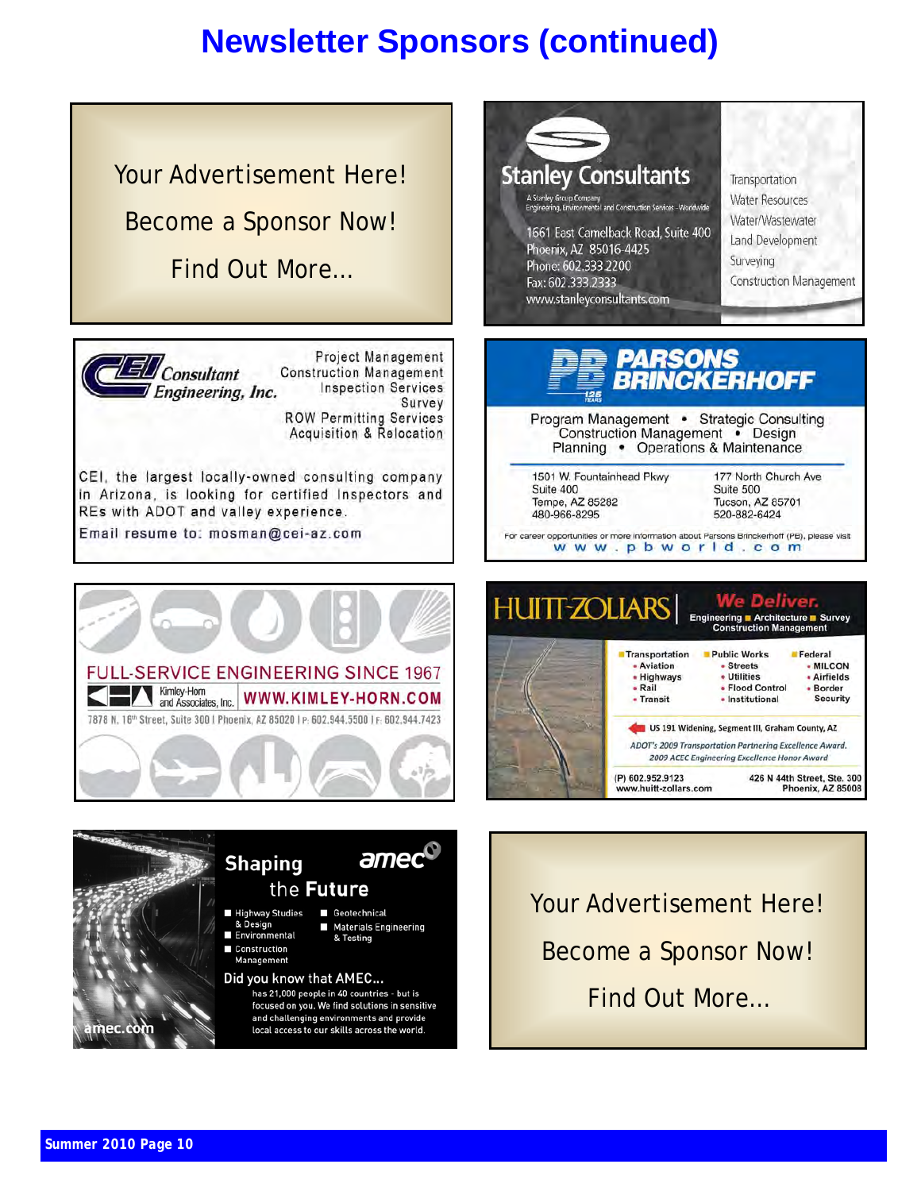# Newsletter Sponsors (continued)

Your Advertisement Here!

Become a Sponsor Now!

Find Out More...

---

**Stanley Consultants**

A Stanley Group Company
Engineering, Environmental and Construction Services - Worldwide

1661 East Camelback Road, Suite 400
Phoenix, AZ 85016-4425
Phone: 602.333.2200
Fax: 602.333.2333
www.stanleyconsultants.com

Transportation
Water Resources
Water/Wastewater
Land Development
Surveying
Construction Management

---

**CEI Consultant Engineering, Inc.**

Project Management
Construction Management
Inspection Services
Survey
ROW Permitting Services
Acquisition & Relocation

CEI, the largest locally-owned consulting company in Arizona, is looking for certified Inspectors and REs with ADOT and valley experience.

Email resume to: mosman@cei-az.com

---

**PARSONS BRINCKERHOFF**

125 YEARS

Program Management • Strategic Consulting
Construction Management • Design
Planning • Operations & Maintenance

1501 W. Fountainhead Pkwy
Suite 400
Tempe, AZ 85282
480-966-8295

177 North Church Ave
Suite 500
Tucson, AZ 85701
520-882-6424

For career opportunities or more information about Parsons Brinckerhoff (PB), please visit
www.pbworld.com

---

FULL-SERVICE ENGINEERING SINCE 1967

Kimley-Horn and Associates, Inc. WWW.KIMLEY-HORN.COM

7878 N. 16th Street, Suite 300 | Phoenix, AZ 85020 | P: 602.944.5500 | F: 602.944.7423

---

**HUITT-ZOLLARS** | We Deliver.

Engineering ■ Architecture ■ Survey
Construction Management

Transportation
- Aviation
- Highways
- Rail
- Transit

Public Works
- Streets
- Utilities
- Flood Control
- Institutional

Federal
- MILCON
- Airfields
- Border Security

US 191 Widening, Segment III, Graham County, AZ

*ADOT's 2009 Transportation Partnering Excellence Award.*
*2009 ACEC Engineering Excellence Honor Award*

(P) 602.952.9123
www.huitt-zollars.com

426 N 44th Street, Ste. 300
Phoenix, AZ 85008

---

**amec**

Shaping the Future

- Highway Studies & Design
- Environmental
- Construction Management
- Geotechnical
- Materials Engineering & Testing

Did you know that AMEC...

has 21,000 people in 40 countries - but is focused on you. We find solutions in sensitive and challenging environments and provide local access to our skills across the world.

amec.com

---

Your Advertisement Here!

Become a Sponsor Now!

Find Out More...